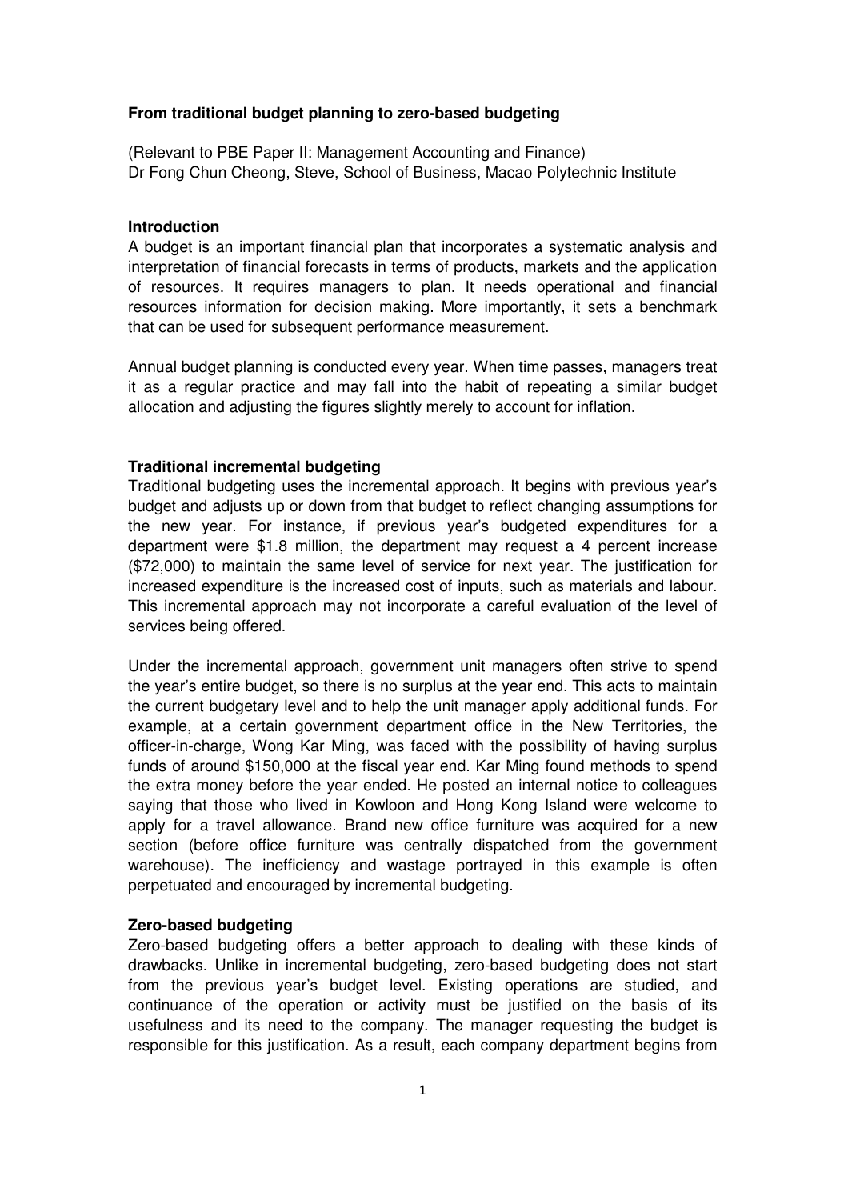**From traditional budget planning to zero-based budgeting**

(Relevant to PBE Paper II: Management Accounting and Finance)
Dr Fong Chun Cheong, Steve, School of Business, Macao Polytechnic Institute

**Introduction**

A budget is an important financial plan that incorporates a systematic analysis and interpretation of financial forecasts in terms of products, markets and the application of resources. It requires managers to plan. It needs operational and financial resources information for decision making. More importantly, it sets a benchmark that can be used for subsequent performance measurement.

Annual budget planning is conducted every year. When time passes, managers treat it as a regular practice and may fall into the habit of repeating a similar budget allocation and adjusting the figures slightly merely to account for inflation.

**Traditional incremental budgeting**

Traditional budgeting uses the incremental approach. It begins with previous year's budget and adjusts up or down from that budget to reflect changing assumptions for the new year. For instance, if previous year's budgeted expenditures for a department were $1.8 million, the department may request a 4 percent increase ($72,000) to maintain the same level of service for next year. The justification for increased expenditure is the increased cost of inputs, such as materials and labour. This incremental approach may not incorporate a careful evaluation of the level of services being offered.

Under the incremental approach, government unit managers often strive to spend the year's entire budget, so there is no surplus at the year end. This acts to maintain the current budgetary level and to help the unit manager apply additional funds. For example, at a certain government department office in the New Territories, the officer-in-charge, Wong Kar Ming, was faced with the possibility of having surplus funds of around $150,000 at the fiscal year end. Kar Ming found methods to spend the extra money before the year ended. He posted an internal notice to colleagues saying that those who lived in Kowloon and Hong Kong Island were welcome to apply for a travel allowance. Brand new office furniture was acquired for a new section (before office furniture was centrally dispatched from the government warehouse). The inefficiency and wastage portrayed in this example is often perpetuated and encouraged by incremental budgeting.

**Zero-based budgeting**

Zero-based budgeting offers a better approach to dealing with these kinds of drawbacks. Unlike in incremental budgeting, zero-based budgeting does not start from the previous year's budget level. Existing operations are studied, and continuance of the operation or activity must be justified on the basis of its usefulness and its need to the company. The manager requesting the budget is responsible for this justification. As a result, each company department begins from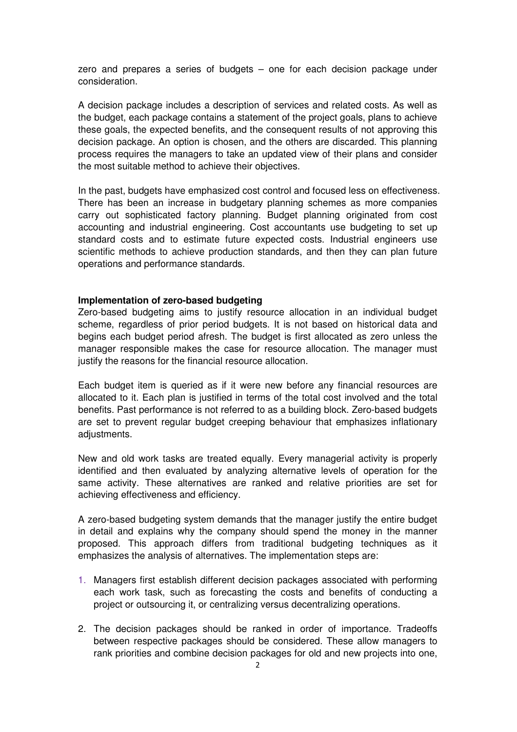zero and prepares a series of budgets – one for each decision package under consideration.

A decision package includes a description of services and related costs. As well as the budget, each package contains a statement of the project goals, plans to achieve these goals, the expected benefits, and the consequent results of not approving this decision package. An option is chosen, and the others are discarded. This planning process requires the managers to take an updated view of their plans and consider the most suitable method to achieve their objectives.

In the past, budgets have emphasized cost control and focused less on effectiveness. There has been an increase in budgetary planning schemes as more companies carry out sophisticated factory planning. Budget planning originated from cost accounting and industrial engineering. Cost accountants use budgeting to set up standard costs and to estimate future expected costs. Industrial engineers use scientific methods to achieve production standards, and then they can plan future operations and performance standards.

**Implementation of zero-based budgeting**

Zero-based budgeting aims to justify resource allocation in an individual budget scheme, regardless of prior period budgets. It is not based on historical data and begins each budget period afresh. The budget is first allocated as zero unless the manager responsible makes the case for resource allocation. The manager must justify the reasons for the financial resource allocation.

Each budget item is queried as if it were new before any financial resources are allocated to it. Each plan is justified in terms of the total cost involved and the total benefits. Past performance is not referred to as a building block. Zero-based budgets are set to prevent regular budget creeping behaviour that emphasizes inflationary adjustments.

New and old work tasks are treated equally. Every managerial activity is properly identified and then evaluated by analyzing alternative levels of operation for the same activity. These alternatives are ranked and relative priorities are set for achieving effectiveness and efficiency.

A zero-based budgeting system demands that the manager justify the entire budget in detail and explains why the company should spend the money in the manner proposed. This approach differs from traditional budgeting techniques as it emphasizes the analysis of alternatives. The implementation steps are:

1. Managers first establish different decision packages associated with performing each work task, such as forecasting the costs and benefits of conducting a project or outsourcing it, or centralizing versus decentralizing operations.

2. The decision packages should be ranked in order of importance. Tradeoffs between respective packages should be considered. These allow managers to rank priorities and combine decision packages for old and new projects into one,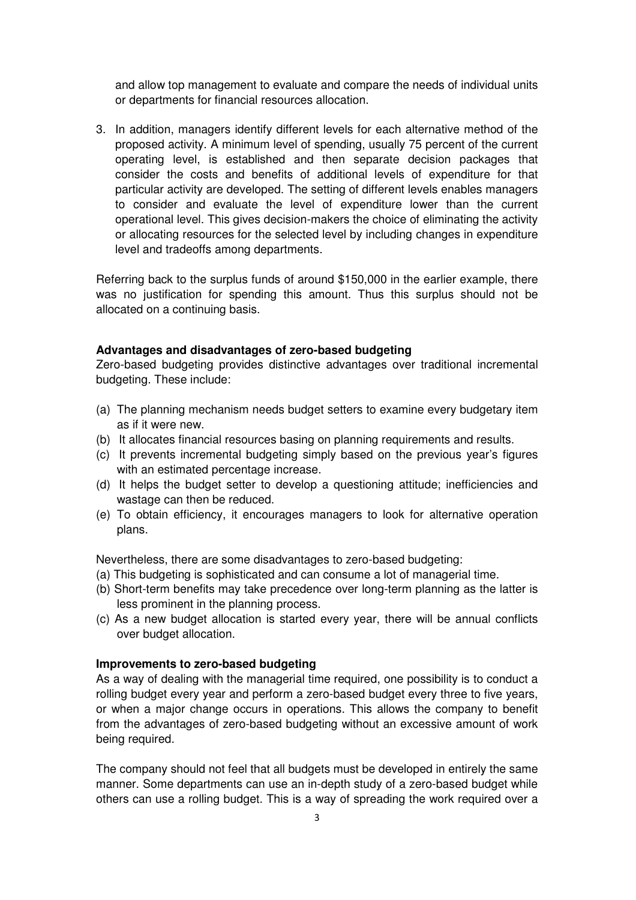and allow top management to evaluate and compare the needs of individual units or departments for financial resources allocation.

3. In addition, managers identify different levels for each alternative method of the proposed activity. A minimum level of spending, usually 75 percent of the current operating level, is established and then separate decision packages that consider the costs and benefits of additional levels of expenditure for that particular activity are developed. The setting of different levels enables managers to consider and evaluate the level of expenditure lower than the current operational level. This gives decision-makers the choice of eliminating the activity or allocating resources for the selected level by including changes in expenditure level and tradeoffs among departments.

Referring back to the surplus funds of around $150,000 in the earlier example, there was no justification for spending this amount. Thus this surplus should not be allocated on a continuing basis.

**Advantages and disadvantages of zero-based budgeting**

Zero-based budgeting provides distinctive advantages over traditional incremental budgeting. These include:

(a) The planning mechanism needs budget setters to examine every budgetary item as if it were new.
(b) It allocates financial resources basing on planning requirements and results.
(c) It prevents incremental budgeting simply based on the previous year's figures with an estimated percentage increase.
(d) It helps the budget setter to develop a questioning attitude; inefficiencies and wastage can then be reduced.
(e) To obtain efficiency, it encourages managers to look for alternative operation plans.

Nevertheless, there are some disadvantages to zero-based budgeting:

(a) This budgeting is sophisticated and can consume a lot of managerial time.
(b) Short-term benefits may take precedence over long-term planning as the latter is less prominent in the planning process.
(c) As a new budget allocation is started every year, there will be annual conflicts over budget allocation.

**Improvements to zero-based budgeting**

As a way of dealing with the managerial time required, one possibility is to conduct a rolling budget every year and perform a zero-based budget every three to five years, or when a major change occurs in operations. This allows the company to benefit from the advantages of zero-based budgeting without an excessive amount of work being required.

The company should not feel that all budgets must be developed in entirely the same manner. Some departments can use an in-depth study of a zero-based budget while others can use a rolling budget. This is a way of spreading the work required over a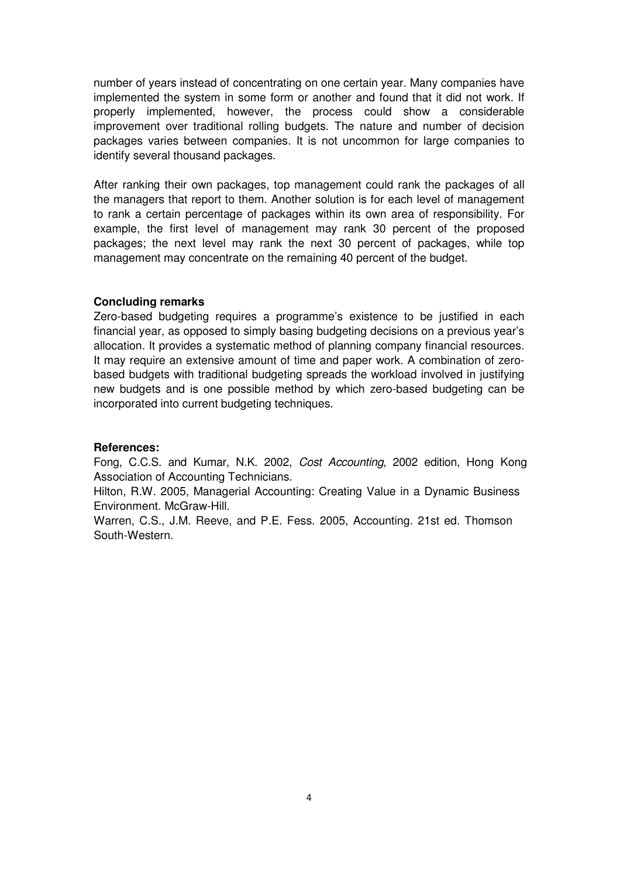number of years instead of concentrating on one certain year. Many companies have implemented the system in some form or another and found that it did not work. If properly implemented, however, the process could show a considerable improvement over traditional rolling budgets. The nature and number of decision packages varies between companies. It is not uncommon for large companies to identify several thousand packages.

After ranking their own packages, top management could rank the packages of all the managers that report to them. Another solution is for each level of management to rank a certain percentage of packages within its own area of responsibility. For example, the first level of management may rank 30 percent of the proposed packages; the next level may rank the next 30 percent of packages, while top management may concentrate on the remaining 40 percent of the budget.

**Concluding remarks**

Zero-based budgeting requires a programme's existence to be justified in each financial year, as opposed to simply basing budgeting decisions on a previous year's allocation. It provides a systematic method of planning company financial resources. It may require an extensive amount of time and paper work. A combination of zero-based budgets with traditional budgeting spreads the workload involved in justifying new budgets and is one possible method by which zero-based budgeting can be incorporated into current budgeting techniques.

**References:**

Fong, C.C.S. and Kumar, N.K. 2002, *Cost Accounting*, 2002 edition, Hong Kong Association of Accounting Technicians.

Hilton, R.W. 2005, Managerial Accounting: Creating Value in a Dynamic Business Environment. McGraw-Hill.

Warren, C.S., J.M. Reeve, and P.E. Fess. 2005, Accounting. 21st ed. Thomson South-Western.